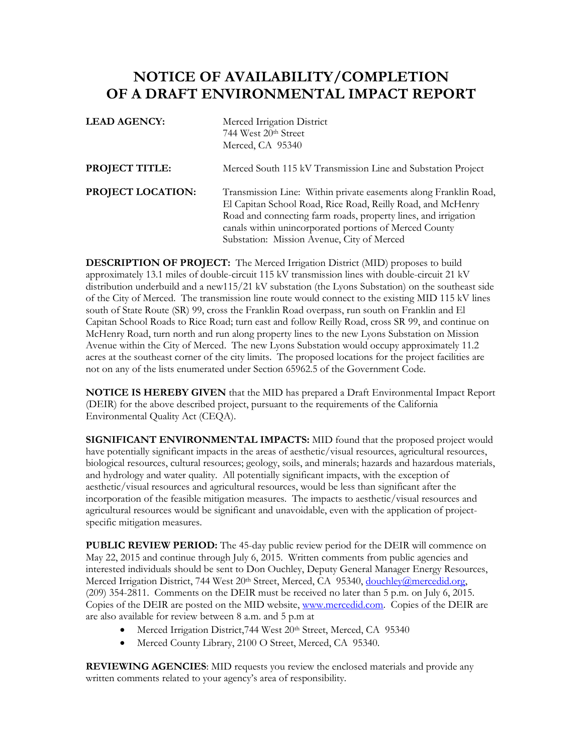# NOTICE OF AVAILABILITY/COMPLETION OF A DRAFT ENVIRONMENTAL IMPACT REPORT

**LEAD AGENCY:** Merced Irrigation District
744 West 20th Street
Merced, CA 95340

**PROJECT TITLE:** Merced South 115 kV Transmission Line and Substation Project

**PROJECT LOCATION:** Transmission Line: Within private easements along Franklin Road, El Capitan School Road, Rice Road, Reilly Road, and McHenry Road and connecting farm roads, property lines, and irrigation canals within unincorporated portions of Merced County
Substation: Mission Avenue, City of Merced

**DESCRIPTION OF PROJECT:** The Merced Irrigation District (MID) proposes to build approximately 13.1 miles of double-circuit 115 kV transmission lines with double-circuit 21 kV distribution underbuild and a new115/21 kV substation (the Lyons Substation) on the southeast side of the City of Merced. The transmission line route would connect to the existing MID 115 kV lines south of State Route (SR) 99, cross the Franklin Road overpass, run south on Franklin and El Capitan School Roads to Rice Road; turn east and follow Reilly Road, cross SR 99, and continue on McHenry Road, turn north and run along property lines to the new Lyons Substation on Mission Avenue within the City of Merced. The new Lyons Substation would occupy approximately 11.2 acres at the southeast corner of the city limits. The proposed locations for the project facilities are not on any of the lists enumerated under Section 65962.5 of the Government Code.

**NOTICE IS HEREBY GIVEN** that the MID has prepared a Draft Environmental Impact Report (DEIR) for the above described project, pursuant to the requirements of the California Environmental Quality Act (CEQA).

**SIGNIFICANT ENVIRONMENTAL IMPACTS:** MID found that the proposed project would have potentially significant impacts in the areas of aesthetic/visual resources, agricultural resources, biological resources, cultural resources; geology, soils, and minerals; hazards and hazardous materials, and hydrology and water quality. All potentially significant impacts, with the exception of aesthetic/visual resources and agricultural resources, would be less than significant after the incorporation of the feasible mitigation measures. The impacts to aesthetic/visual resources and agricultural resources would be significant and unavoidable, even with the application of project-specific mitigation measures.

**PUBLIC REVIEW PERIOD:** The 45-day public review period for the DEIR will commence on May 22, 2015 and continue through July 6, 2015. Written comments from public agencies and interested individuals should be sent to Don Ouchley, Deputy General Manager Energy Resources, Merced Irrigation District, 744 West 20th Street, Merced, CA 95340, douchley@mercedid.org, (209) 354-2811. Comments on the DEIR must be received no later than 5 p.m. on July 6, 2015. Copies of the DEIR are posted on the MID website, www.mercedid.com. Copies of the DEIR are are also available for review between 8 a.m. and 5 p.m at

- Merced Irrigation District,744 West 20th Street, Merced, CA 95340
- Merced County Library, 2100 O Street, Merced, CA 95340.

**REVIEWING AGENCIES**: MID requests you review the enclosed materials and provide any written comments related to your agency's area of responsibility.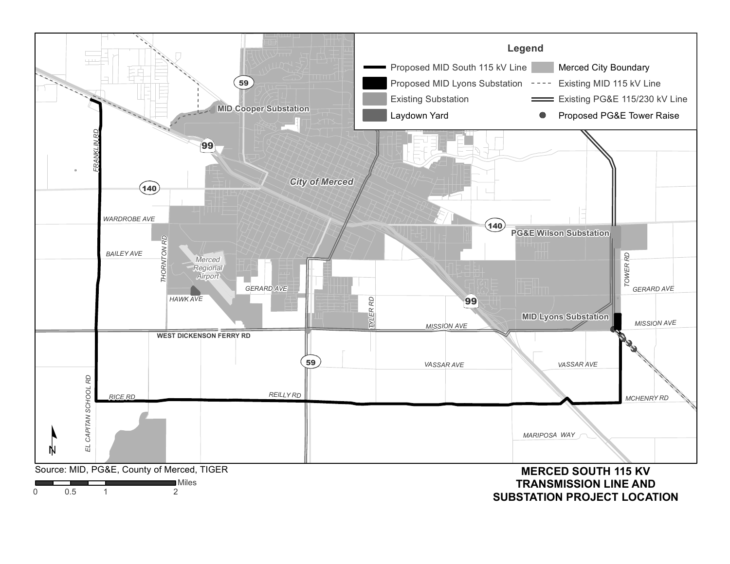Legend

Proposed MID South 115 kV Line
Proposed MID Lyons Substation
Existing Substation
Laydown Yard
Merced City Boundary
Existing MID 115 kV Line
Existing PG&E 115/230 kV Line
Proposed PG&E Tower Raise

59
MID Cooper Substation
99
FRANKLIN RD
140
City of Merced
WARDROBE AVE
140
PG&E Wilson Substation
BAILEY AVE
THORNTON RD
Merced Regional Airport
TOWER RD
GERARD AVE
GERARD AVE
HAWK AVE
TYLER RD
99
MID Lyons Substation
MISSION AVE
MISSION AVE
WEST DICKENSON FERRY RD
59
VASSAR AVE
VASSAR AVE
EL CAPITAN SCHOOL RD
RICE RD
REILLY RD
MCHENRY RD
MARIPOSA WAY
N

Source: MID, PG&E, County of Merced, TIGER

0 0.5 1 2 Miles

**MERCED SOUTH 115 KV TRANSMISSION LINE AND SUBSTATION PROJECT LOCATION**